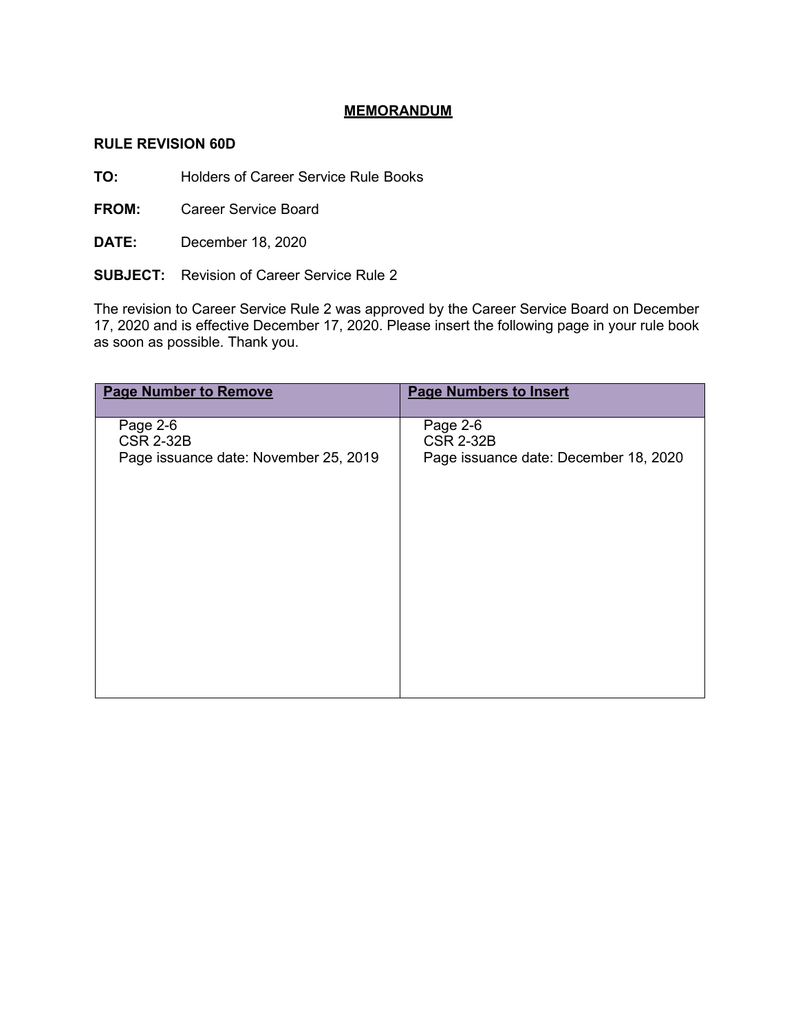# MEMORANDUM

**RULE REVISION 60D**

**TO:** Holders of Career Service Rule Books

**FROM:** Career Service Board

**DATE:** December 18, 2020

**SUBJECT:** Revision of Career Service Rule 2

The revision to Career Service Rule 2 was approved by the Career Service Board on December 17, 2020 and is effective December 17, 2020. Please insert the following page in your rule book as soon as possible. Thank you.

| Page Number to Remove | Page Numbers to Insert |
| --- | --- |
| Page 2-6<br>CSR 2-32B<br>Page issuance date: November 25, 2019 | Page 2-6<br>CSR 2-32B<br>Page issuance date: December 18, 2020 |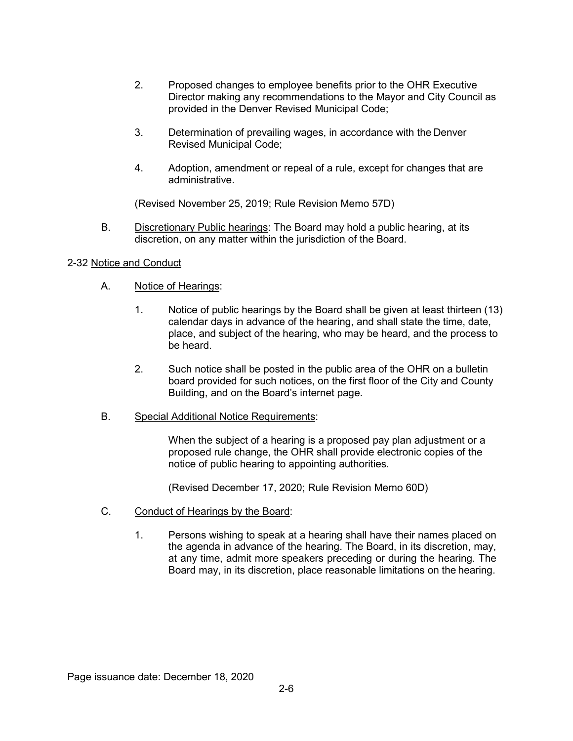2. Proposed changes to employee benefits prior to the OHR Executive Director making any recommendations to the Mayor and City Council as provided in the Denver Revised Municipal Code;

3. Determination of prevailing wages, in accordance with the Denver Revised Municipal Code;

4. Adoption, amendment or repeal of a rule, except for changes that are administrative.

(Revised November 25, 2019; Rule Revision Memo 57D)

B. Discretionary Public hearings: The Board may hold a public hearing, at its discretion, on any matter within the jurisdiction of the Board.

2-32 Notice and Conduct

A. Notice of Hearings:

1. Notice of public hearings by the Board shall be given at least thirteen (13) calendar days in advance of the hearing, and shall state the time, date, place, and subject of the hearing, who may be heard, and the process to be heard.

2. Such notice shall be posted in the public area of the OHR on a bulletin board provided for such notices, on the first floor of the City and County Building, and on the Board's internet page.

B. Special Additional Notice Requirements:

When the subject of a hearing is a proposed pay plan adjustment or a proposed rule change, the OHR shall provide electronic copies of the notice of public hearing to appointing authorities.

(Revised December 17, 2020; Rule Revision Memo 60D)

C. Conduct of Hearings by the Board:

1. Persons wishing to speak at a hearing shall have their names placed on the agenda in advance of the hearing. The Board, in its discretion, may, at any time, admit more speakers preceding or during the hearing. The Board may, in its discretion, place reasonable limitations on the hearing.

Page issuance date: December 18, 2020